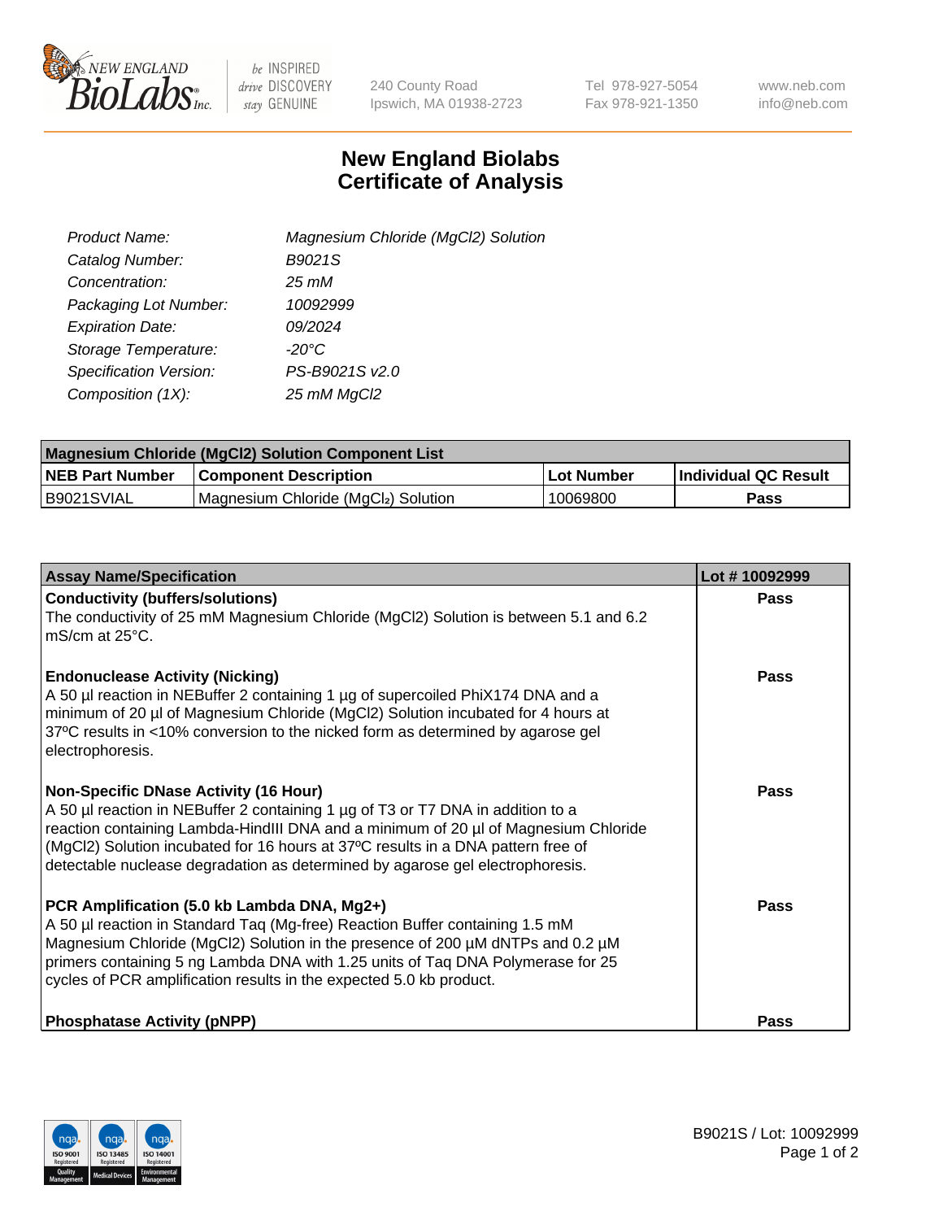# New England Biolabs Certificate of Analysis

| | |
|---|---|
| *Product Name:* | *Magnesium Chloride (MgCl2) Solution* |
| *Catalog Number:* | *B9021S* |
| *Concentration:* | *25 mM* |
| *Packaging Lot Number:* | *10092999* |
| *Expiration Date:* | *09/2024* |
| *Storage Temperature:* | *-20°C* |
| *Specification Version:* | *PS-B9021S v2.0* |
| *Composition (1X):* | *25 mM MgCl2* |

| Magnesium Chloride (MgCl2) Solution Component List | | | |
|---|---|---|---|
| **NEB Part Number** | **Component Description** | **Lot Number** | **Individual QC Result** |
| B9021SVIAL | Magnesium Chloride ($MgCl_2$) Solution | 10069800 | **Pass** |

| Assay Name/Specification | Lot # 10092999 |
|---|---|
| **Conductivity (buffers/solutions)**<br>The conductivity of 25 mM Magnesium Chloride (MgCl2) Solution is between 5.1 and 6.2 mS/cm at 25°C. | **Pass** |
| **Endonuclease Activity (Nicking)**<br>A 50 µl reaction in NEBuffer 2 containing 1 µg of supercoiled PhiX174 DNA and a minimum of 20 µl of Magnesium Chloride (MgCl2) Solution incubated for 4 hours at 37ºC results in <10% conversion to the nicked form as determined by agarose gel electrophoresis. | **Pass** |
| **Non-Specific DNase Activity (16 Hour)**<br>A 50 µl reaction in NEBuffer 2 containing 1 µg of T3 or T7 DNA in addition to a reaction containing Lambda-HindIII DNA and a minimum of 20 µl of Magnesium Chloride (MgCl2) Solution incubated for 16 hours at 37ºC results in a DNA pattern free of detectable nuclease degradation as determined by agarose gel electrophoresis. | **Pass** |
| **PCR Amplification (5.0 kb Lambda DNA, Mg2+)**<br>A 50 µl reaction in Standard Taq (Mg-free) Reaction Buffer containing 1.5 mM Magnesium Chloride (MgCl2) Solution in the presence of 200 µM dNTPs and 0.2 µM primers containing 5 ng Lambda DNA with 1.25 units of Taq DNA Polymerase for 25 cycles of PCR amplification results in the expected 5.0 kb product. | **Pass** |
| **Phosphatase Activity (pNPP)** | **Pass** |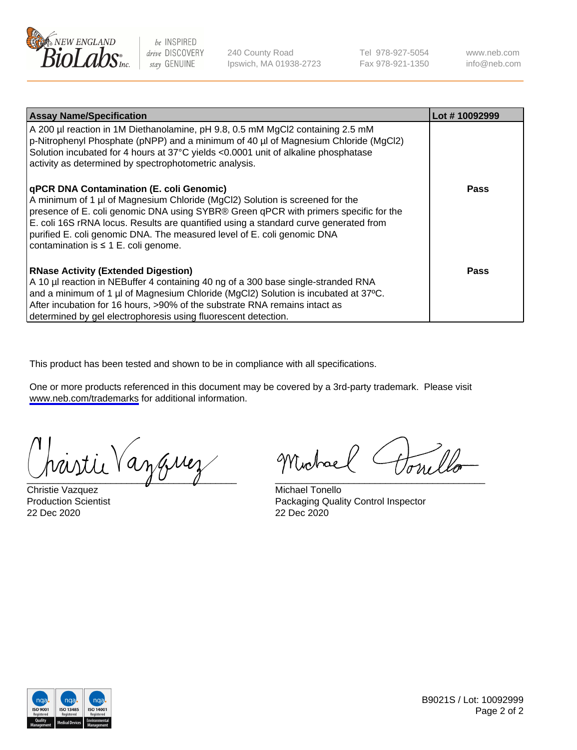| Assay Name/Specification | Lot # 10092999 |
|---|---|
| A 200 µl reaction in 1M Diethanolamine, pH 9.8, 0.5 mM MgCl2 containing 2.5 mM p-Nitrophenyl Phosphate (pNPP) and a minimum of 40 µl of Magnesium Chloride (MgCl2) Solution incubated for 4 hours at 37°C yields <0.0001 unit of alkaline phosphatase activity as determined by spectrophotometric analysis. | |
| **qPCR DNA Contamination (E. coli Genomic)**<br>A minimum of 1 µl of Magnesium Chloride (MgCl2) Solution is screened for the presence of E. coli genomic DNA using SYBR® Green qPCR with primers specific for the E. coli 16S rRNA locus. Results are quantified using a standard curve generated from purified E. coli genomic DNA. The measured level of E. coli genomic DNA contamination is ≤ 1 E. coli genome. | **Pass** |
| **RNase Activity (Extended Digestion)**<br>A 10 µl reaction in NEBuffer 4 containing 40 ng of a 300 base single-stranded RNA and a minimum of 1 µl of Magnesium Chloride (MgCl2) Solution is incubated at 37ºC. After incubation for 16 hours, >90% of the substrate RNA remains intact as determined by gel electrophoresis using fluorescent detection. | **Pass** |

This product has been tested and shown to be in compliance with all specifications.

One or more products referenced in this document may be covered by a 3rd-party trademark. Please visit www.neb.com/trademarks for additional information.

Christie Vazquez
Production Scientist
22 Dec 2020

Michael Tonello
Packaging Quality Control Inspector
22 Dec 2020

B9021S / Lot: 10092999